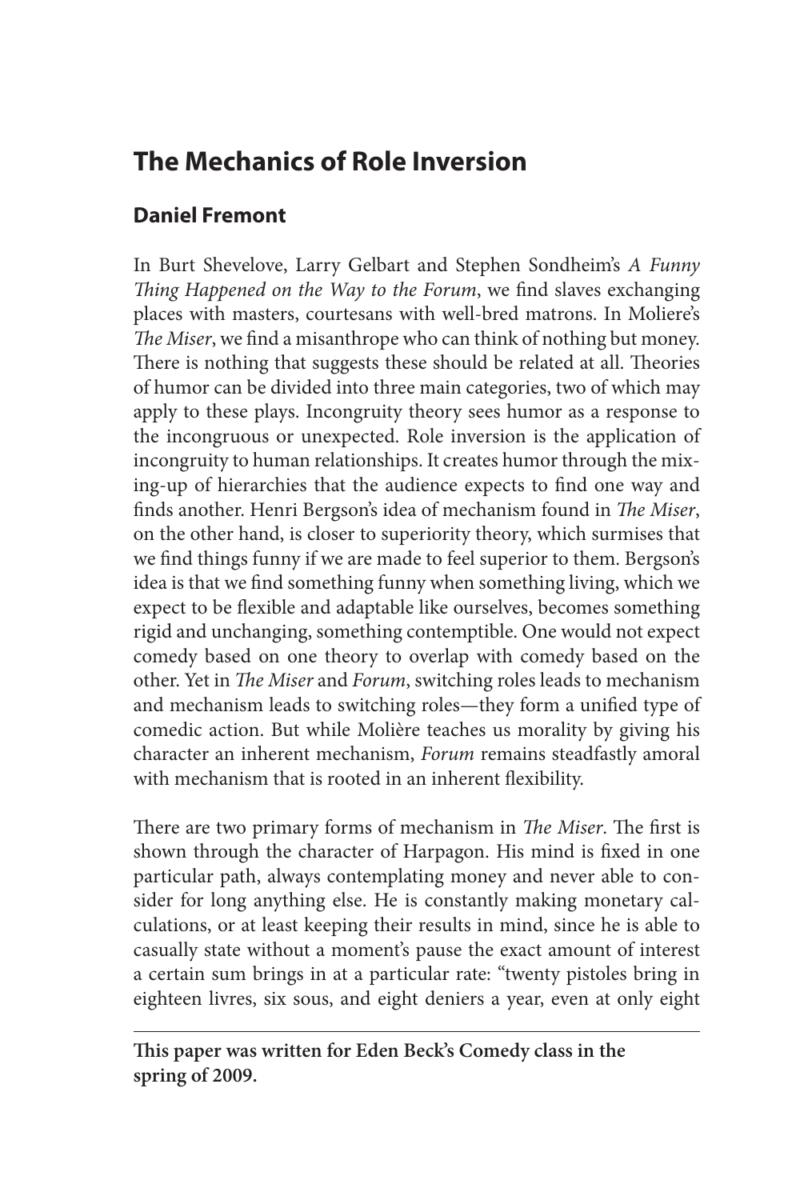# The Mechanics of Role Inversion

## Daniel Fremont

In Burt Shevelove, Larry Gelbart and Stephen Sondheim's *A Funny Thing Happened on the Way to the Forum*, we find slaves exchanging places with masters, courtesans with well-bred matrons. In Moliere's *The Miser*, we find a misanthrope who can think of nothing but money. There is nothing that suggests these should be related at all. Theories of humor can be divided into three main categories, two of which may apply to these plays. Incongruity theory sees humor as a response to the incongruous or unexpected. Role inversion is the application of incongruity to human relationships. It creates humor through the mixing-up of hierarchies that the audience expects to find one way and finds another. Henri Bergson's idea of mechanism found in *The Miser*, on the other hand, is closer to superiority theory, which surmises that we find things funny if we are made to feel superior to them. Bergson's idea is that we find something funny when something living, which we expect to be flexible and adaptable like ourselves, becomes something rigid and unchanging, something contemptible. One would not expect comedy based on one theory to overlap with comedy based on the other. Yet in *The Miser* and *Forum*, switching roles leads to mechanism and mechanism leads to switching roles—they form a unified type of comedic action. But while Molière teaches us morality by giving his character an inherent mechanism, *Forum* remains steadfastly amoral with mechanism that is rooted in an inherent flexibility.

There are two primary forms of mechanism in *The Miser*. The first is shown through the character of Harpagon. His mind is fixed in one particular path, always contemplating money and never able to consider for long anything else. He is constantly making monetary calculations, or at least keeping their results in mind, since he is able to casually state without a moment's pause the exact amount of interest a certain sum brings in at a particular rate: "twenty pistoles bring in eighteen livres, six sous, and eight deniers a year, even at only eight

---

**This paper was written for Eden Beck's Comedy class in the spring of 2009.**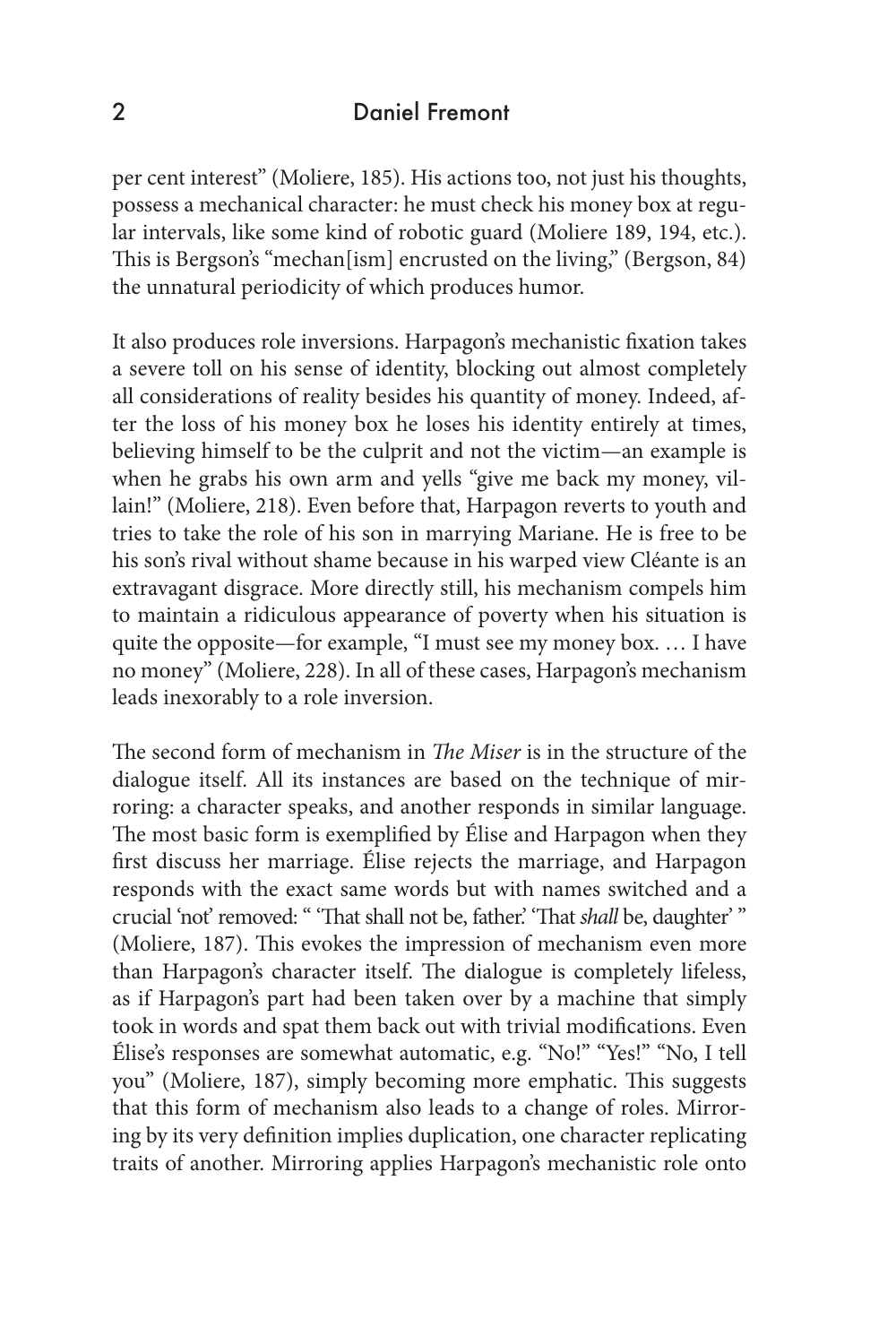per cent interest" (Moliere, 185). His actions too, not just his thoughts, possess a mechanical character: he must check his money box at regular intervals, like some kind of robotic guard (Moliere 189, 194, etc.). This is Bergson's "mechan[ism] encrusted on the living," (Bergson, 84) the unnatural periodicity of which produces humor.

It also produces role inversions. Harpagon's mechanistic fixation takes a severe toll on his sense of identity, blocking out almost completely all considerations of reality besides his quantity of money. Indeed, after the loss of his money box he loses his identity entirely at times, believing himself to be the culprit and not the victim—an example is when he grabs his own arm and yells "give me back my money, villain!" (Moliere, 218). Even before that, Harpagon reverts to youth and tries to take the role of his son in marrying Mariane. He is free to be his son's rival without shame because in his warped view Cléante is an extravagant disgrace. More directly still, his mechanism compels him to maintain a ridiculous appearance of poverty when his situation is quite the opposite—for example, "I must see my money box. … I have no money" (Moliere, 228). In all of these cases, Harpagon's mechanism leads inexorably to a role inversion.

The second form of mechanism in *The Miser* is in the structure of the dialogue itself. All its instances are based on the technique of mirroring: a character speaks, and another responds in similar language. The most basic form is exemplified by Élise and Harpagon when they first discuss her marriage. Élise rejects the marriage, and Harpagon responds with the exact same words but with names switched and a crucial 'not' removed: " 'That shall not be, father.' 'That *shall* be, daughter' " (Moliere, 187). This evokes the impression of mechanism even more than Harpagon's character itself. The dialogue is completely lifeless, as if Harpagon's part had been taken over by a machine that simply took in words and spat them back out with trivial modifications. Even Élise's responses are somewhat automatic, e.g. "No!" "Yes!" "No, I tell you" (Moliere, 187), simply becoming more emphatic. This suggests that this form of mechanism also leads to a change of roles. Mirroring by its very definition implies duplication, one character replicating traits of another. Mirroring applies Harpagon's mechanistic role onto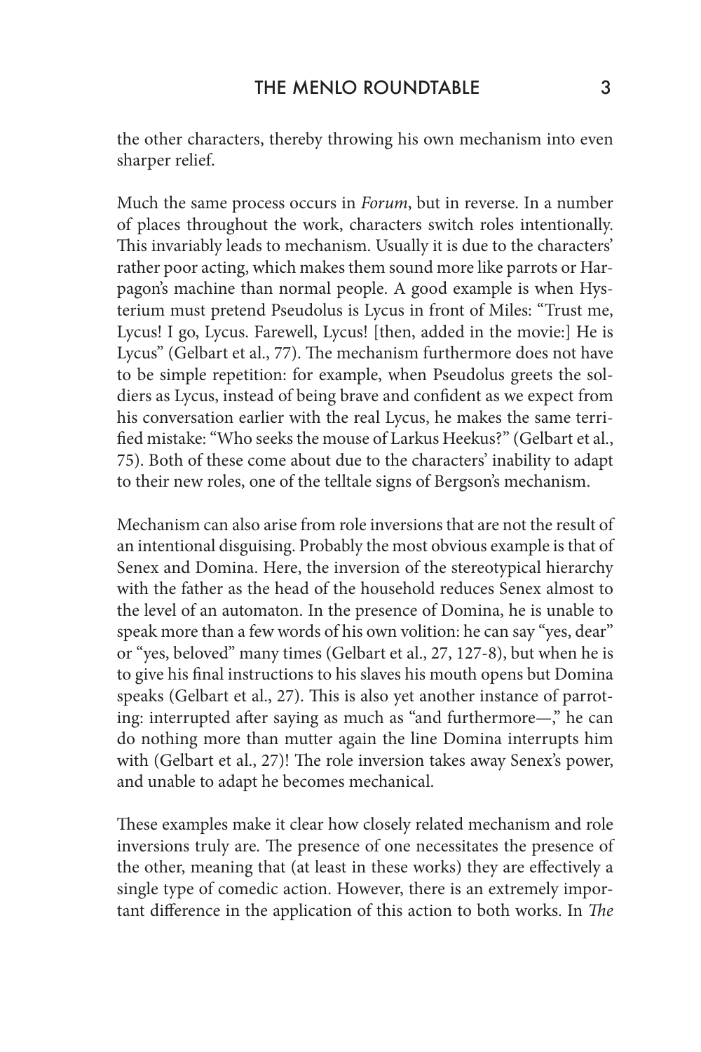the other characters, thereby throwing his own mechanism into even sharper relief.

Much the same process occurs in *Forum*, but in reverse. In a number of places throughout the work, characters switch roles intentionally. This invariably leads to mechanism. Usually it is due to the characters' rather poor acting, which makes them sound more like parrots or Harpagon's machine than normal people. A good example is when Hysterium must pretend Pseudolus is Lycus in front of Miles: "Trust me, Lycus! I go, Lycus. Farewell, Lycus! [then, added in the movie:] He is Lycus" (Gelbart et al., 77). The mechanism furthermore does not have to be simple repetition: for example, when Pseudolus greets the soldiers as Lycus, instead of being brave and confident as we expect from his conversation earlier with the real Lycus, he makes the same terrified mistake: "Who seeks the mouse of Larkus Heekus?" (Gelbart et al., 75). Both of these come about due to the characters' inability to adapt to their new roles, one of the telltale signs of Bergson's mechanism.

Mechanism can also arise from role inversions that are not the result of an intentional disguising. Probably the most obvious example is that of Senex and Domina. Here, the inversion of the stereotypical hierarchy with the father as the head of the household reduces Senex almost to the level of an automaton. In the presence of Domina, he is unable to speak more than a few words of his own volition: he can say "yes, dear" or "yes, beloved" many times (Gelbart et al., 27, 127-8), but when he is to give his final instructions to his slaves his mouth opens but Domina speaks (Gelbart et al., 27). This is also yet another instance of parroting: interrupted after saying as much as "and furthermore—," he can do nothing more than mutter again the line Domina interrupts him with (Gelbart et al., 27)! The role inversion takes away Senex's power, and unable to adapt he becomes mechanical.

These examples make it clear how closely related mechanism and role inversions truly are. The presence of one necessitates the presence of the other, meaning that (at least in these works) they are effectively a single type of comedic action. However, there is an extremely important difference in the application of this action to both works. In *The*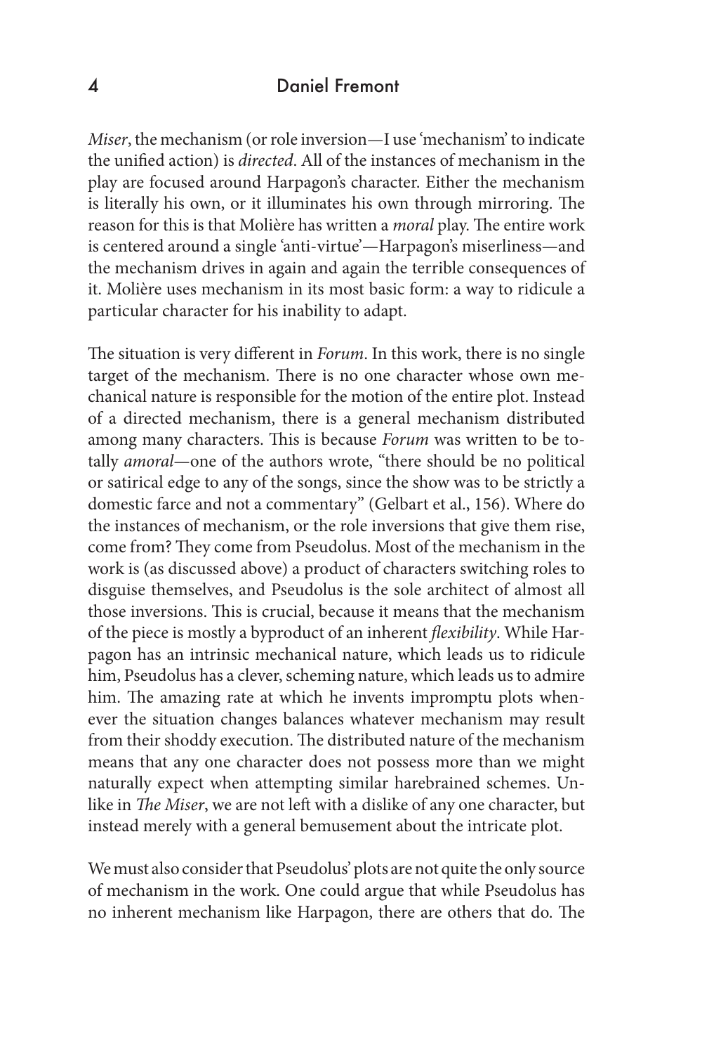*Miser*, the mechanism (or role inversion—I use 'mechanism' to indicate the unified action) is *directed*. All of the instances of mechanism in the play are focused around Harpagon's character. Either the mechanism is literally his own, or it illuminates his own through mirroring. The reason for this is that Molière has written a *moral* play. The entire work is centered around a single 'anti-virtue'—Harpagon's miserliness—and the mechanism drives in again and again the terrible consequences of it. Molière uses mechanism in its most basic form: a way to ridicule a particular character for his inability to adapt.

The situation is very different in *Forum*. In this work, there is no single target of the mechanism. There is no one character whose own mechanical nature is responsible for the motion of the entire plot. Instead of a directed mechanism, there is a general mechanism distributed among many characters. This is because *Forum* was written to be totally *amoral*—one of the authors wrote, "there should be no political or satirical edge to any of the songs, since the show was to be strictly a domestic farce and not a commentary" (Gelbart et al., 156). Where do the instances of mechanism, or the role inversions that give them rise, come from? They come from Pseudolus. Most of the mechanism in the work is (as discussed above) a product of characters switching roles to disguise themselves, and Pseudolus is the sole architect of almost all those inversions. This is crucial, because it means that the mechanism of the piece is mostly a byproduct of an inherent *flexibility*. While Harpagon has an intrinsic mechanical nature, which leads us to ridicule him, Pseudolus has a clever, scheming nature, which leads us to admire him. The amazing rate at which he invents impromptu plots whenever the situation changes balances whatever mechanism may result from their shoddy execution. The distributed nature of the mechanism means that any one character does not possess more than we might naturally expect when attempting similar harebrained schemes. Unlike in *The Miser*, we are not left with a dislike of any one character, but instead merely with a general bemusement about the intricate plot.

We must also consider that Pseudolus' plots are not quite the only source of mechanism in the work. One could argue that while Pseudolus has no inherent mechanism like Harpagon, there are others that do. The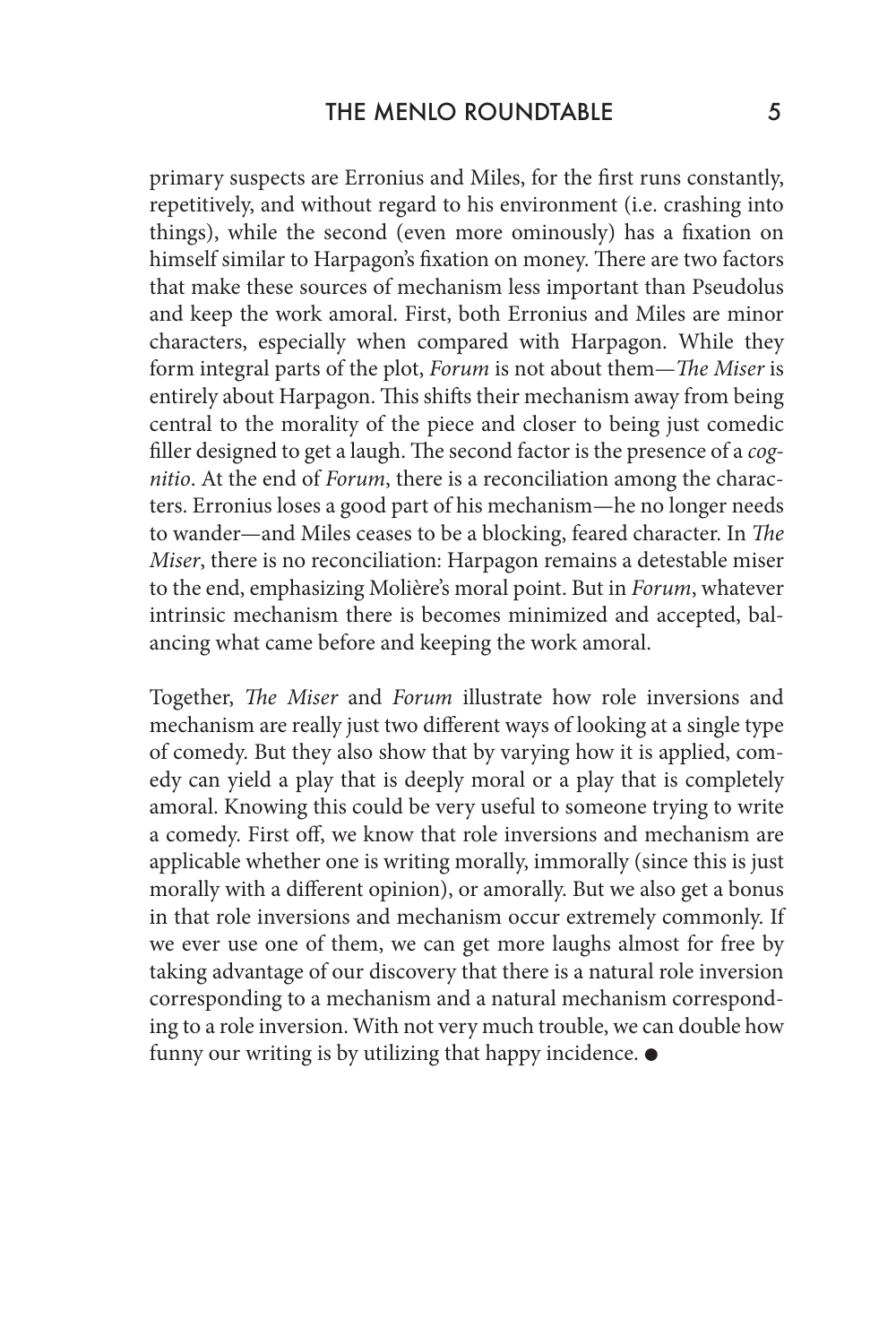primary suspects are Erronius and Miles, for the first runs constantly, repetitively, and without regard to his environment (i.e. crashing into things), while the second (even more ominously) has a fixation on himself similar to Harpagon's fixation on money. There are two factors that make these sources of mechanism less important than Pseudolus and keep the work amoral. First, both Erronius and Miles are minor characters, especially when compared with Harpagon. While they form integral parts of the plot, *Forum* is not about them—*The Miser* is entirely about Harpagon. This shifts their mechanism away from being central to the morality of the piece and closer to being just comedic filler designed to get a laugh. The second factor is the presence of a *cognitio*. At the end of *Forum*, there is a reconciliation among the characters. Erronius loses a good part of his mechanism—he no longer needs to wander—and Miles ceases to be a blocking, feared character. In *The Miser*, there is no reconciliation: Harpagon remains a detestable miser to the end, emphasizing Molière's moral point. But in *Forum*, whatever intrinsic mechanism there is becomes minimized and accepted, balancing what came before and keeping the work amoral.

Together, *The Miser* and *Forum* illustrate how role inversions and mechanism are really just two different ways of looking at a single type of comedy. But they also show that by varying how it is applied, comedy can yield a play that is deeply moral or a play that is completely amoral. Knowing this could be very useful to someone trying to write a comedy. First off, we know that role inversions and mechanism are applicable whether one is writing morally, immorally (since this is just morally with a different opinion), or amorally. But we also get a bonus in that role inversions and mechanism occur extremely commonly. If we ever use one of them, we can get more laughs almost for free by taking advantage of our discovery that there is a natural role inversion corresponding to a mechanism and a natural mechanism corresponding to a role inversion. With not very much trouble, we can double how funny our writing is by utilizing that happy incidence. ●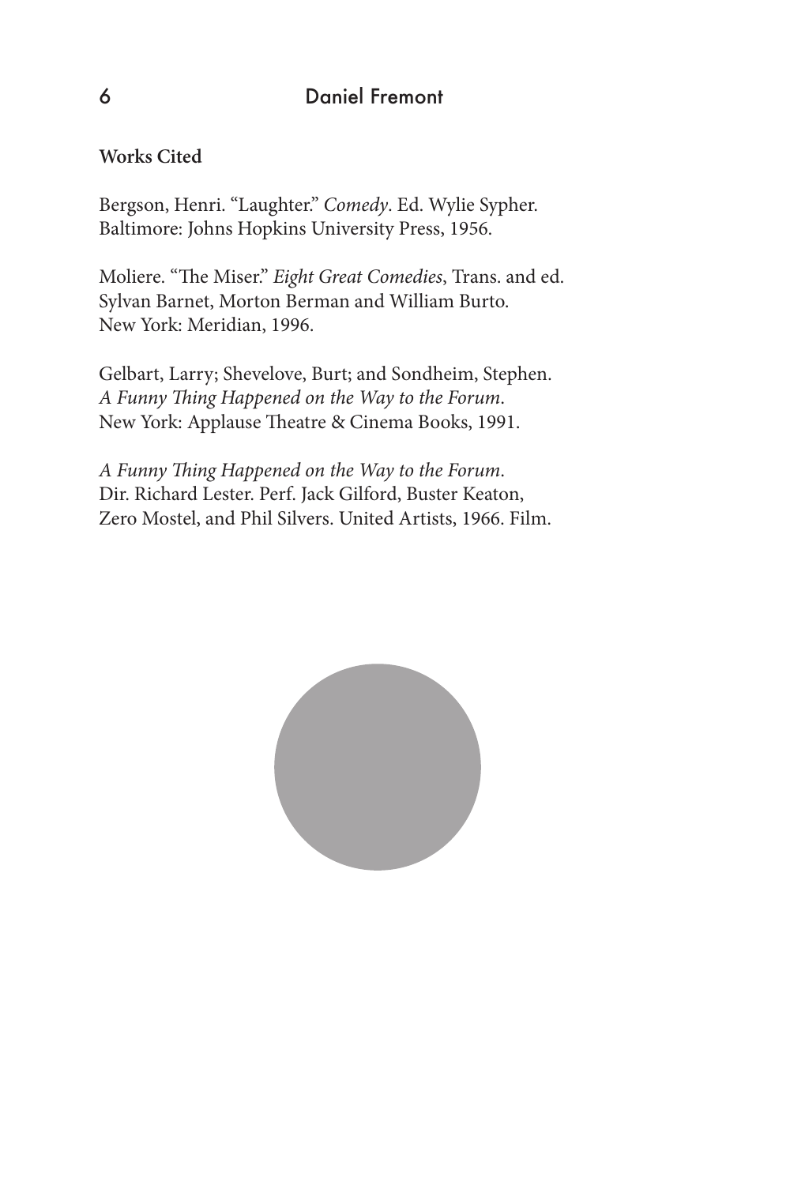**Works Cited**

Bergson, Henri. "Laughter." *Comedy*. Ed. Wylie Sypher. Baltimore: Johns Hopkins University Press, 1956.

Moliere. "The Miser." *Eight Great Comedies*, Trans. and ed. Sylvan Barnet, Morton Berman and William Burto. New York: Meridian, 1996.

Gelbart, Larry; Shevelove, Burt; and Sondheim, Stephen. *A Funny Thing Happened on the Way to the Forum*. New York: Applause Theatre & Cinema Books, 1991.

*A Funny Thing Happened on the Way to the Forum*. Dir. Richard Lester. Perf. Jack Gilford, Buster Keaton, Zero Mostel, and Phil Silvers. United Artists, 1966. Film.